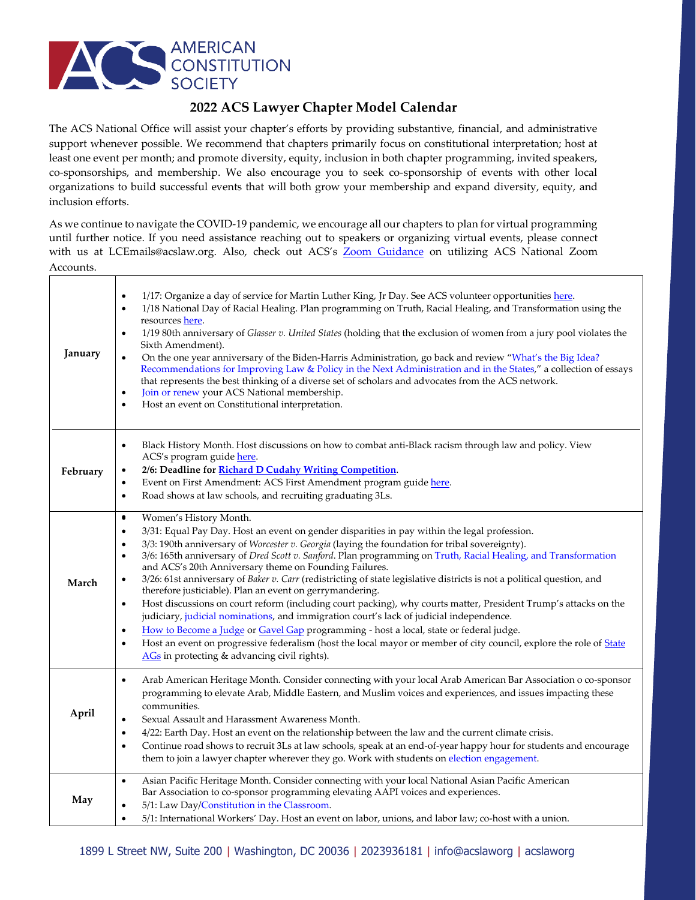AMERICAN CONSTITUTION SOCIETY

# 2022 ACS Lawyer Chapter Model Calendar

The ACS National Office will assist your chapter's efforts by providing substantive, financial, and administrative support whenever possible. We recommend that chapters primarily focus on constitutional interpretation; host at least one event per month; and promote diversity, equity, inclusion in both chapter programming, invited speakers, co-sponsorships, and membership. We also encourage you to seek co-sponsorship of events with other local organizations to build successful events that will both grow your membership and expand diversity, equity, and inclusion efforts.

As we continue to navigate the COVID-19 pandemic, we encourage all our chapters to plan for virtual programming until further notice. If you need assistance reaching out to speakers or organizing virtual events, please connect with us at LCEmails@acslaw.org. Also, check out ACS's Zoom Guidance on utilizing ACS National Zoom Accounts.

| Month | Activities |
| --- | --- |
| **January** | • 1/17: Organize a day of service for Martin Luther King, Jr Day. See ACS volunteer opportunities here.<br>• 1/18 National Day of Racial Healing. Plan programming on Truth, Racial Healing, and Transformation using the resources here.<br>• 1/19 80th anniversary of *Glasser v. United States* (holding that the exclusion of women from a jury pool violates the Sixth Amendment).<br>• On the one year anniversary of the Biden-Harris Administration, go back and review "What's the Big Idea? Recommendations for Improving Law & Policy in the Next Administration and in the States," a collection of essays that represents the best thinking of a diverse set of scholars and advocates from the ACS network.<br>• Join or renew your ACS National membership.<br>• Host an event on Constitutional interpretation. |
| **February** | • Black History Month. Host discussions on how to combat anti-Black racism through law and policy. View ACS's program guide here.<br>• **2/6: Deadline for Richard D Cudahy Writing Competition.**<br>• Event on First Amendment: ACS First Amendment program guide here.<br>• Road shows at law schools, and recruiting graduating 3Ls. |
| **March** | • Women's History Month.<br>• 3/31: Equal Pay Day. Host an event on gender disparities in pay within the legal profession.<br>• 3/3: 190th anniversary of *Worcester v. Georgia* (laying the foundation for tribal sovereignty).<br>• 3/6: 165th anniversary of *Dred Scott v. Sanford*. Plan programming on Truth, Racial Healing, and Transformation and ACS's 20th Anniversary theme on Founding Failures.<br>• 3/26: 61st anniversary of *Baker v. Carr* (redistricting of state legislative districts is not a political question, and therefore justiciable). Plan an event on gerrymandering.<br>• Host discussions on court reform (including court packing), why courts matter, President Trump's attacks on the judiciary, judicial nominations, and immigration court's lack of judicial independence.<br>• How to Become a Judge or Gavel Gap programming - host a local, state or federal judge.<br>• Host an event on progressive federalism (host the local mayor or member of city council, explore the role of State AGs in protecting & advancing civil rights). |
| **April** | • Arab American Heritage Month. Consider connecting with your local Arab American Bar Association o co-sponsor programming to elevate Arab, Middle Eastern, and Muslim voices and experiences, and issues impacting these communities.<br>• Sexual Assault and Harassment Awareness Month.<br>• 4/22: Earth Day. Host an event on the relationship between the law and the current climate crisis.<br>• Continue road shows to recruit 3Ls at law schools, speak at an end-of-year happy hour for students and encourage them to join a lawyer chapter wherever they go. Work with students on election engagement. |
| **May** | • Asian Pacific Heritage Month. Consider connecting with your local National Asian Pacific American Bar Association to co-sponsor programming elevating AAPI voices and experiences.<br>• 5/1: Law Day/Constitution in the Classroom.<br>• 5/1: International Workers' Day. Host an event on labor, unions, and labor law; co-host with a union. |

1899 L Street NW, Suite 200 | Washington, DC 20036 | 2023936181 | info@acslaworg | acslaworg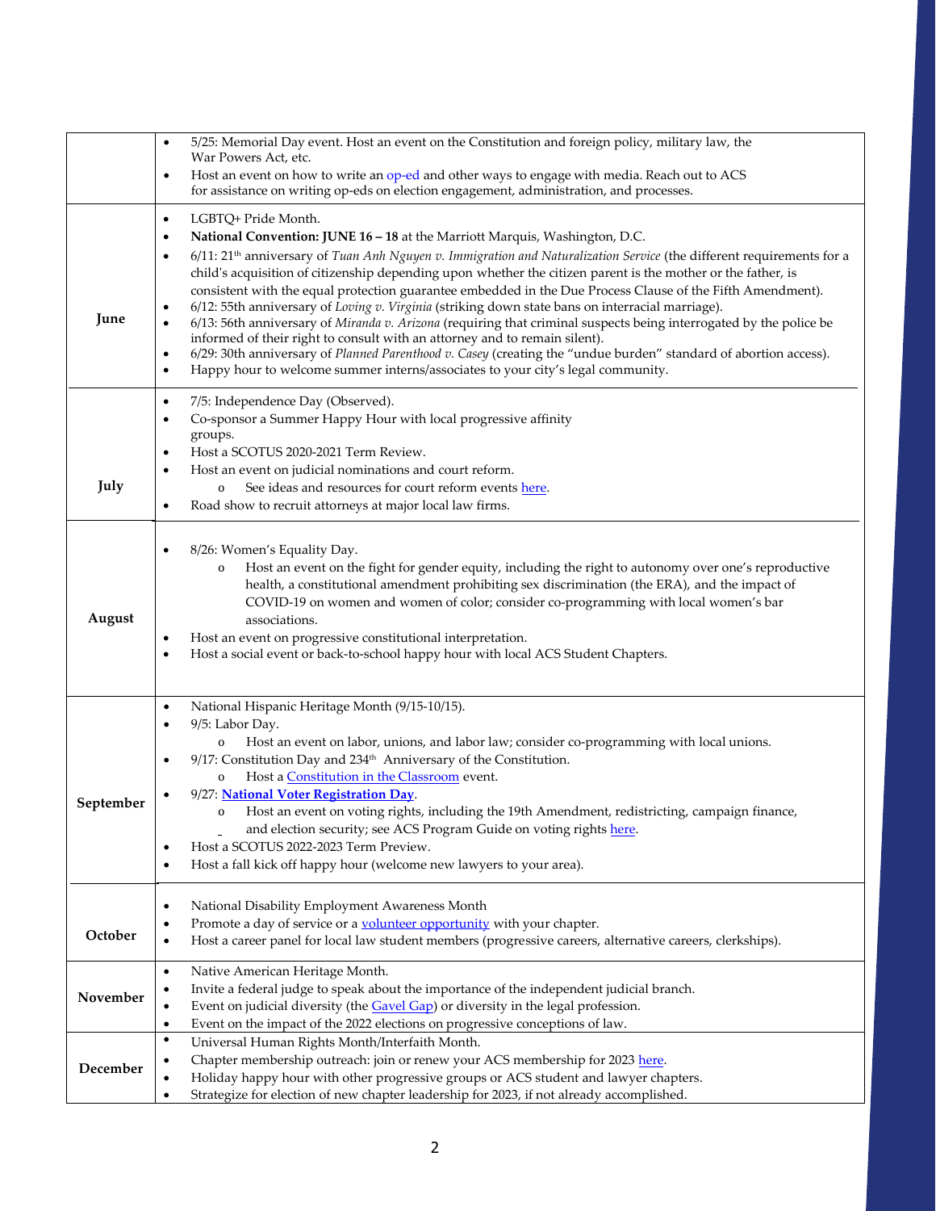| | |
|---|---|
| | • 5/25: Memorial Day event. Host an event on the Constitution and foreign policy, military law, the War Powers Act, etc.<br>• Host an event on how to write an op-ed and other ways to engage with media. Reach out to ACS for assistance on writing op-eds on election engagement, administration, and processes. |
| **June** | • LGBTQ+ Pride Month.<br>• **National Convention: JUNE 16 – 18** at the Marriott Marquis, Washington, D.C.<br>• 6/11: 21st anniversary of *Tuan Anh Nguyen v. Immigration and Naturalization Service* (the different requirements for a child's acquisition of citizenship depending upon whether the citizen parent is the mother or the father, is consistent with the equal protection guarantee embedded in the Due Process Clause of the Fifth Amendment).<br>• 6/12: 55th anniversary of *Loving v. Virginia* (striking down state bans on interracial marriage).<br>• 6/13: 56th anniversary of *Miranda v. Arizona* (requiring that criminal suspects being interrogated by the police be informed of their right to consult with an attorney and to remain silent).<br>• 6/29: 30th anniversary of *Planned Parenthood v. Casey* (creating the "undue burden" standard of abortion access).<br>• Happy hour to welcome summer interns/associates to your city's legal community. |
| **July** | • 7/5: Independence Day (Observed).<br>• Co-sponsor a Summer Happy Hour with local progressive affinity groups.<br>• Host a SCOTUS 2020-2021 Term Review.<br>• Host an event on judicial nominations and court reform.<br>  o See ideas and resources for court reform events here.<br>• Road show to recruit attorneys at major local law firms. |
| **August** | • 8/26: Women's Equality Day.<br>  o Host an event on the fight for gender equity, including the right to autonomy over one's reproductive health, a constitutional amendment prohibiting sex discrimination (the ERA), and the impact of COVID-19 on women and women of color; consider co-programming with local women's bar associations.<br>• Host an event on progressive constitutional interpretation.<br>• Host a social event or back-to-school happy hour with local ACS Student Chapters. |
| **September** | • National Hispanic Heritage Month (9/15-10/15).<br>• 9/5: Labor Day.<br>  o Host an event on labor, unions, and labor law; consider co-programming with local unions.<br>• 9/17: Constitution Day and 234th Anniversary of the Constitution.<br>  o Host a Constitution in the Classroom event.<br>• 9/27: **National Voter Registration Day**.<br>  o Host an event on voting rights, including the 19th Amendment, redistricting, campaign finance, and election security; see ACS Program Guide on voting rights here.<br>• Host a SCOTUS 2022-2023 Term Preview.<br>• Host a fall kick off happy hour (welcome new lawyers to your area). |
| **October** | • National Disability Employment Awareness Month<br>• Promote a day of service or a volunteer opportunity with your chapter.<br>• Host a career panel for local law student members (progressive careers, alternative careers, clerkships). |
| **November** | • Native American Heritage Month.<br>• Invite a federal judge to speak about the importance of the independent judicial branch.<br>• Event on judicial diversity (the Gavel Gap) or diversity in the legal profession.<br>• Event on the impact of the 2022 elections on progressive conceptions of law. |
| **December** | • Universal Human Rights Month/Interfaith Month.<br>• Chapter membership outreach: join or renew your ACS membership for 2023 here.<br>• Holiday happy hour with other progressive groups or ACS student and lawyer chapters.<br>• Strategize for election of new chapter leadership for 2023, if not already accomplished. |